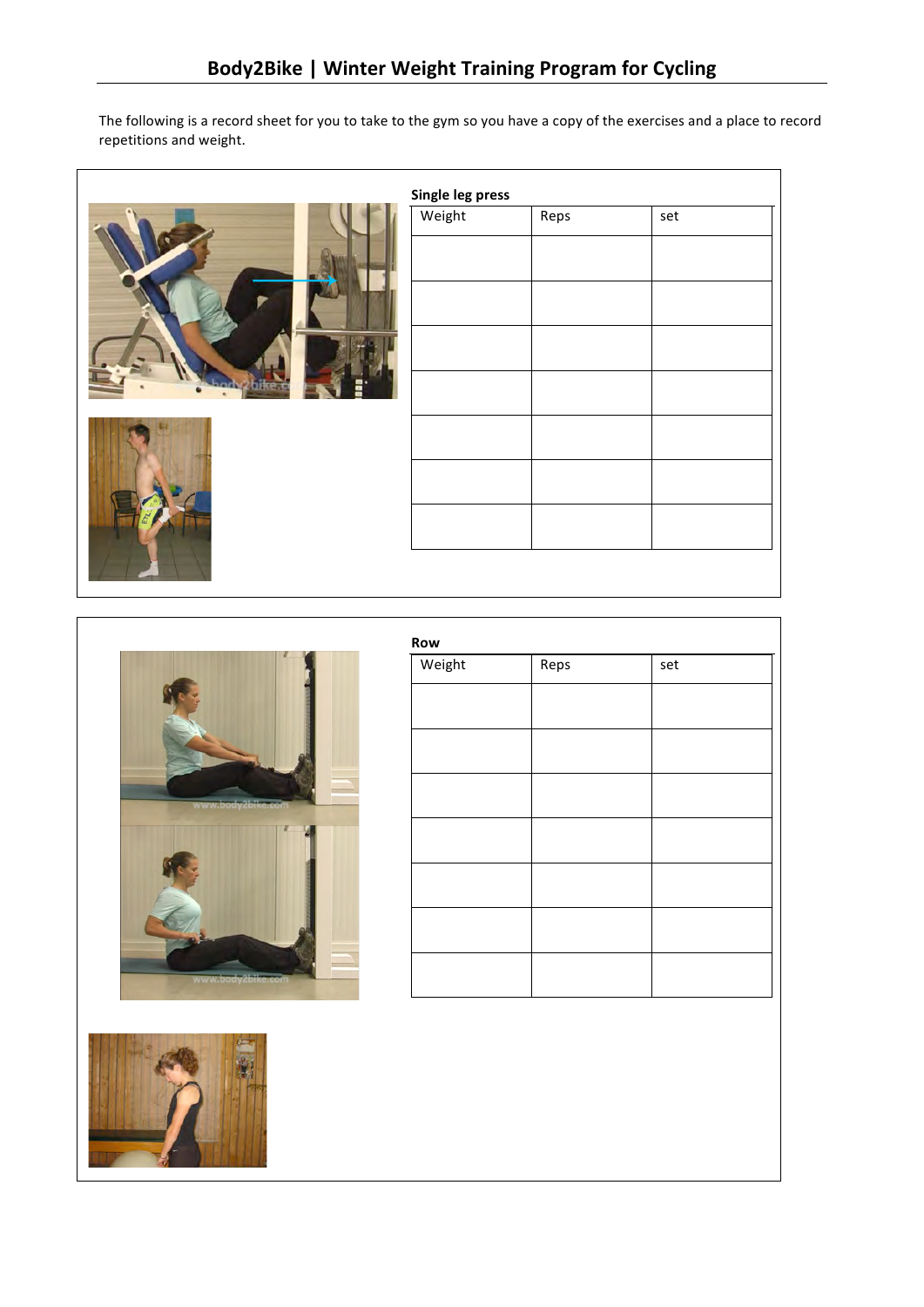# Body2Bike | Winter Weight Training Program for Cycling

The following is a record sheet for you to take to the gym so you have a copy of the exercises and a place to record repetitions and weight.

**Single leg press**

| Weight | Reps | set |
|---|---|---|
| | | |
| | | |
| | | |
| | | |
| | | |
| | | |
| | | |

**Row**

| Weight | Reps | set |
|---|---|---|
| | | |
| | | |
| | | |
| | | |
| | | |
| | | |
| | | |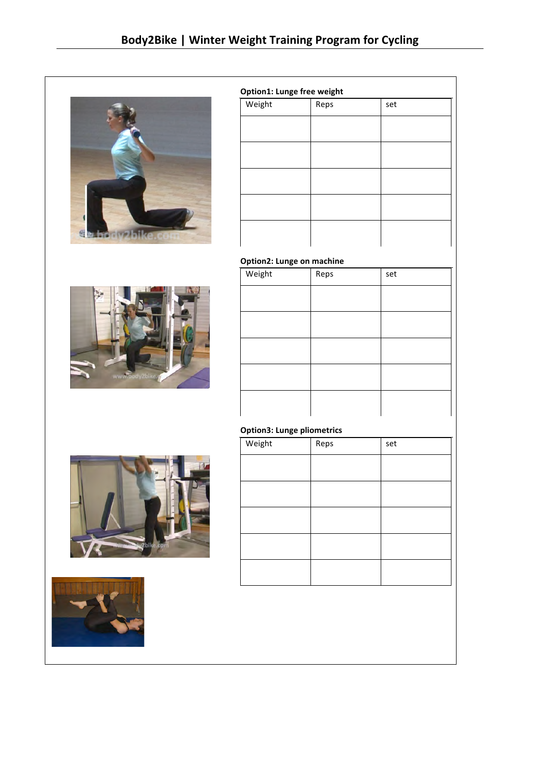**Option1: Lunge free weight**

| Weight | Reps | set |
| --- | --- | --- |
| | | |
| | | |
| | | |
| | | |
| | | |

**Option2: Lunge on machine**

| Weight | Reps | set |
| --- | --- | --- |
| | | |
| | | |
| | | |
| | | |
| | | |

**Option3: Lunge pliometrics**

| Weight | Reps | set |
| --- | --- | --- |
| | | |
| | | |
| | | |
| | | |
| | | |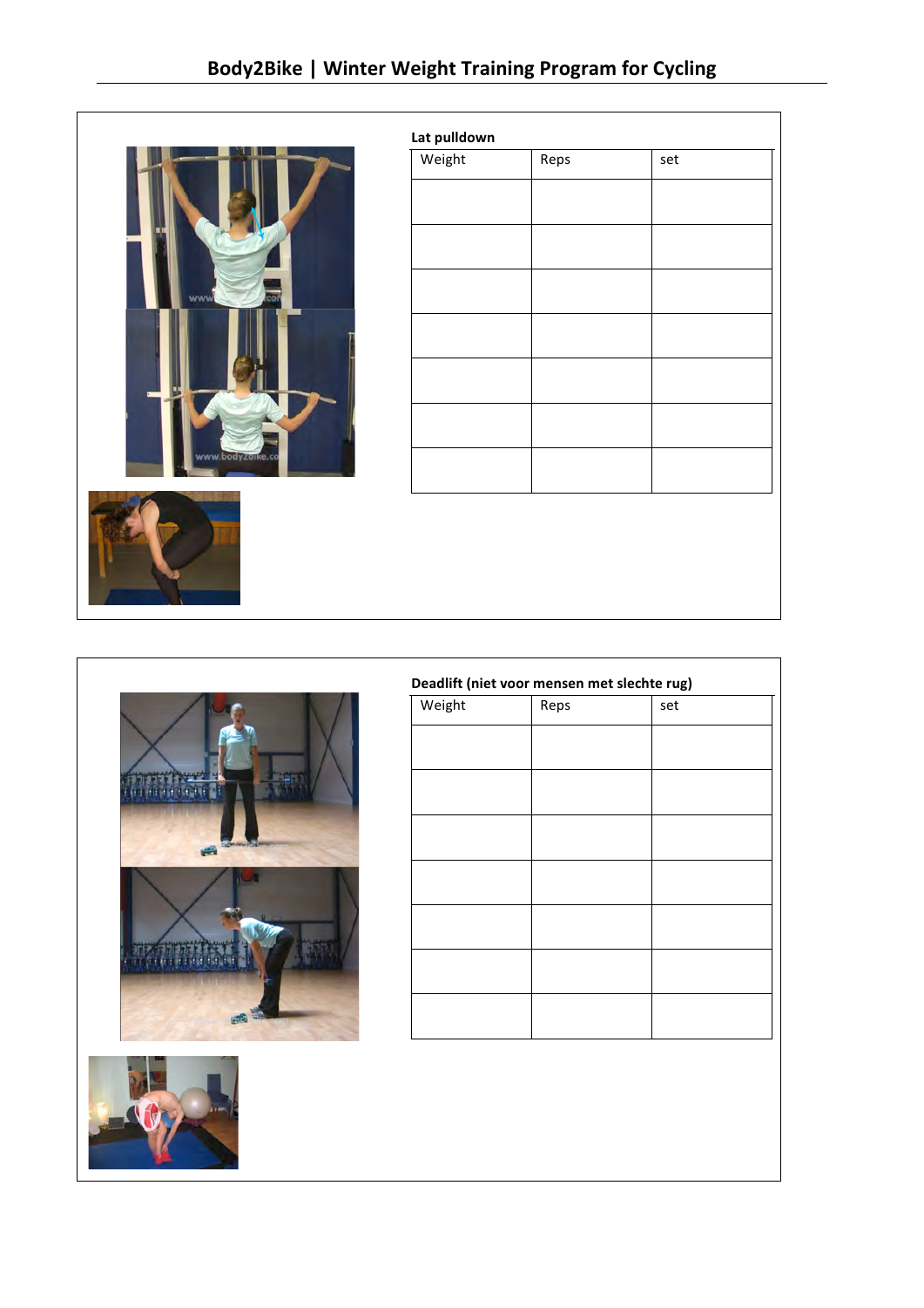**Lat pulldown**

| Weight | Reps | set |
| --- | --- | --- |
| | | |
| | | |
| | | |
| | | |
| | | |
| | | |
| | | |

**Deadlift (niet voor mensen met slechte rug)**

| Weight | Reps | set |
| --- | --- | --- |
| | | |
| | | |
| | | |
| | | |
| | | |
| | | |
| | | |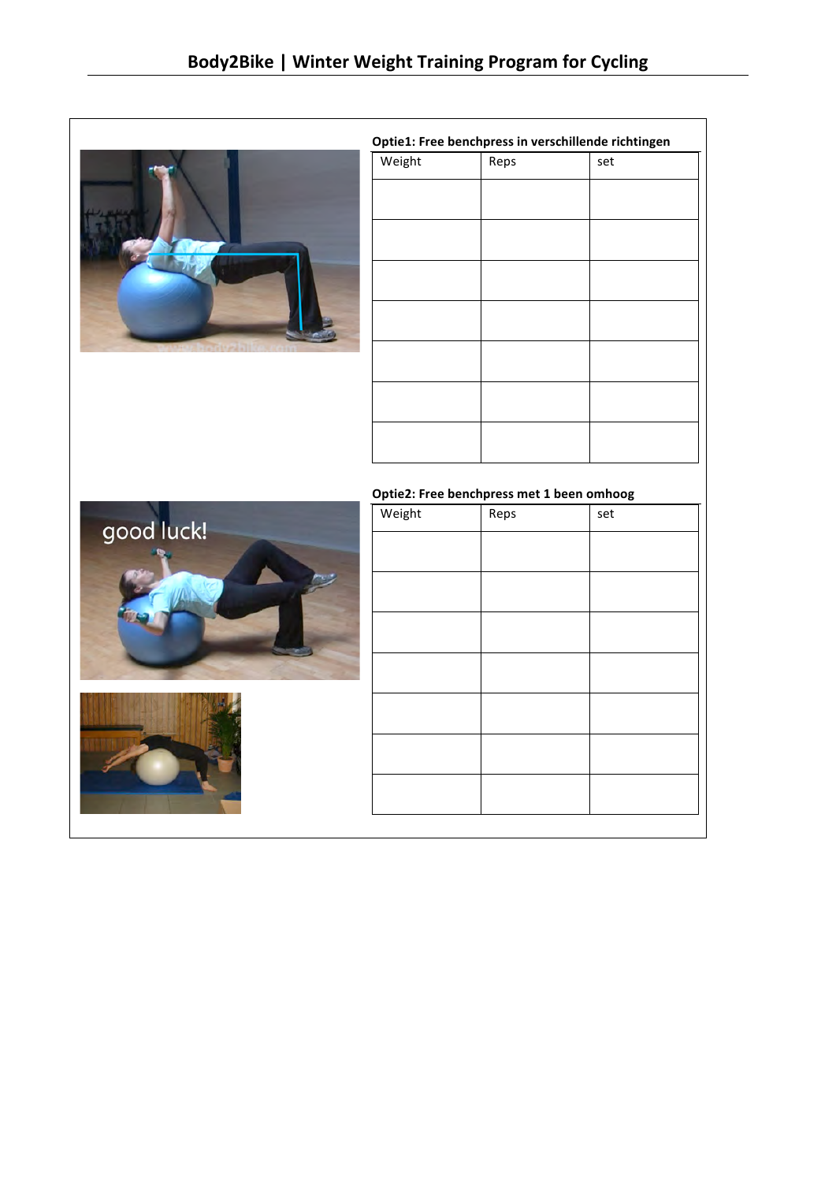**Optie1: Free benchpress in verschillende richtingen**

| Weight | Reps | set |
|---|---|---|
| | | |
| | | |
| | | |
| | | |
| | | |
| | | |
| | | |

**Optie2: Free benchpress met 1 been omhoog**

| Weight | Reps | set |
|---|---|---|
| | | |
| | | |
| | | |
| | | |
| | | |
| | | |
| | | |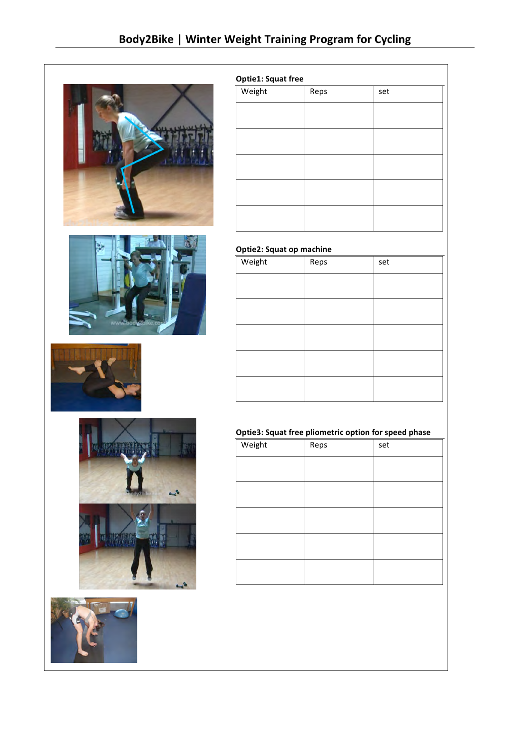**Optie1: Squat free**

| Weight | Reps | set |
| --- | --- | --- |
| | | |
| | | |
| | | |
| | | |
| | | |

**Optie2: Squat op machine**

| Weight | Reps | set |
| --- | --- | --- |
| | | |
| | | |
| | | |
| | | |
| | | |

**Optie3: Squat free pliometric option for speed phase**

| Weight | Reps | set |
| --- | --- | --- |
| | | |
| | | |
| | | |
| | | |
| | | |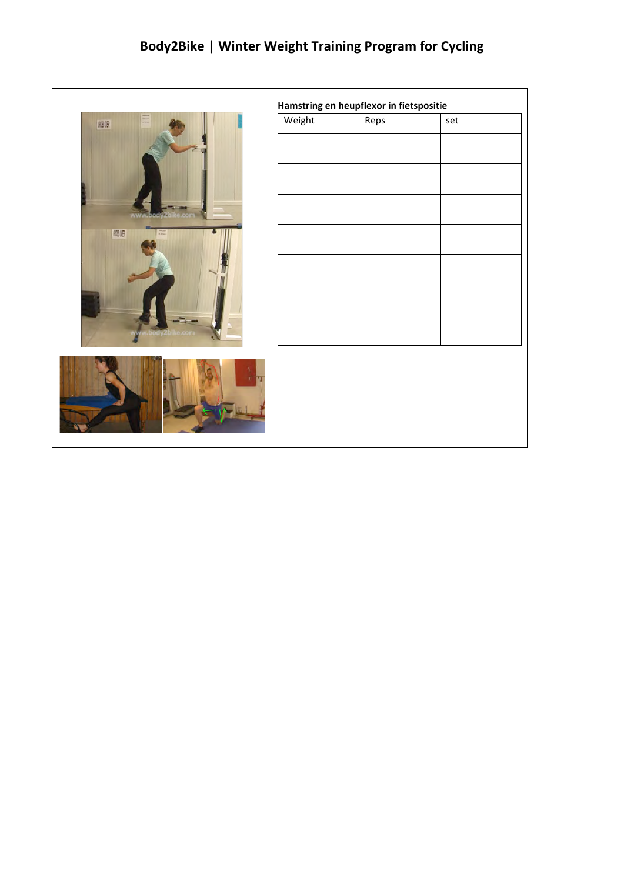**Hamstring en heupflexor in fietspositie**

| Weight | Reps | set |
|---|---|---|
| | | |
| | | |
| | | |
| | | |
| | | |
| | | |
| | | |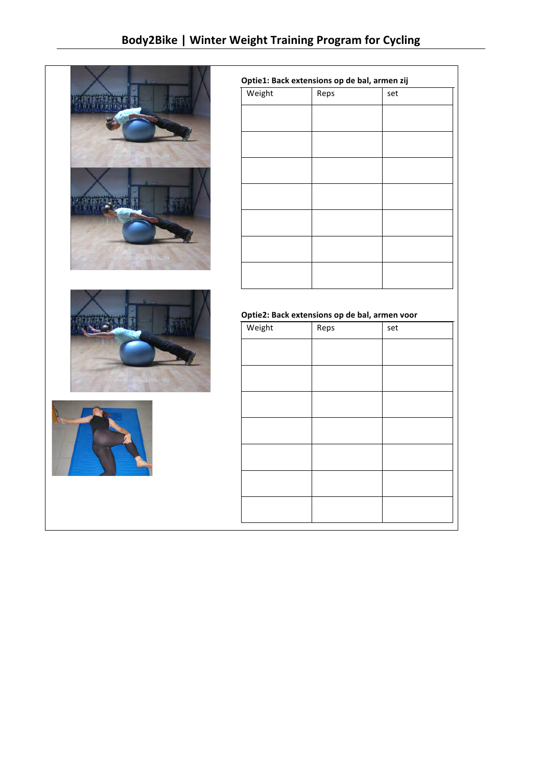**Optie1: Back extensions op de bal, armen zij**

| Weight | Reps | set |
| --- | --- | --- |
| | | |
| | | |
| | | |
| | | |
| | | |
| | | |
| | | |

**Optie2: Back extensions op de bal, armen voor**

| Weight | Reps | set |
| --- | --- | --- |
| | | |
| | | |
| | | |
| | | |
| | | |
| | | |
| | | |